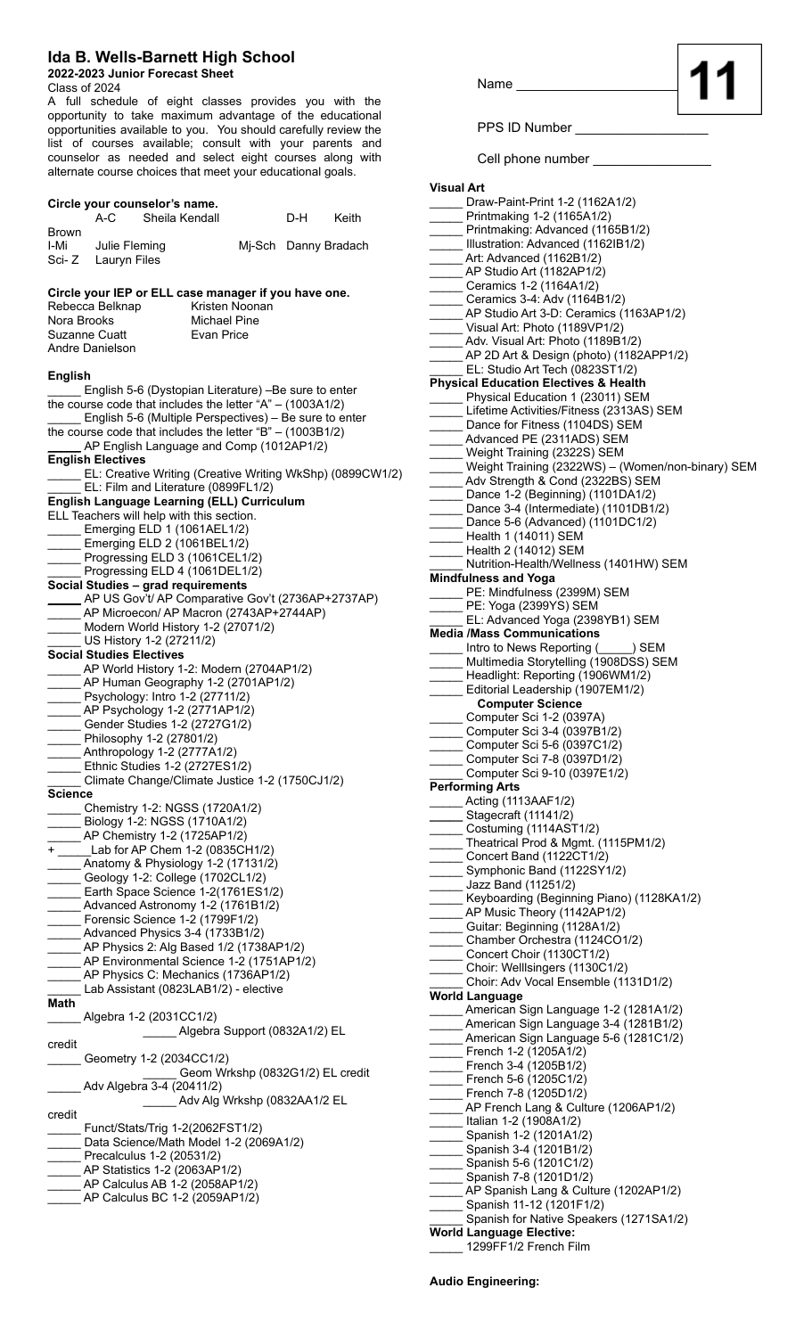# Ida B. Wells-Barnett High School

**2022-2023 Junior Forecast Sheet**

Class of 2024

A full schedule of eight classes provides you with the opportunity to take maximum advantage of the educational opportunities available to you. You should carefully review the list of courses available; consult with your parents and counselor as needed and select eight courses along with alternate course choices that meet your educational goals.

**11**

Name ___________________

PPS ID Number _________________

Cell phone number _______________

**Circle your counselor's name.**

| | | | |
|---|---|---|---|
| A-C | Sheila Kendall | D-H | Keith Brown |
| I-Mi | Julie Fleming | Mj-Sch | Danny Bradach |
| Sci- Z | Lauryn Files | | |

**Circle your IEP or ELL case manager if you have one.**

| | |
|---|---|
| Rebecca Belknap | Kristen Noonan |
| Nora Brooks | Michael Pine |
| Suzanne Cuatt | Evan Price |
| Andre Danielson | |

**English**

_____ English 5-6 (Dystopian Literature) –Be sure to enter the course code that includes the letter "A" – (1003A1/2)
_____ English 5-6 (Multiple Perspectives) – Be sure to enter the course code that includes the letter "B" – (1003B1/2)
_____ AP English Language and Comp (1012AP1/2)

**English Electives**

_____ EL: Creative Writing (Creative Writing WkShp) (0899CW1/2)
_____ EL: Film and Literature (0899FL1/2)

**English Language Learning (ELL) Curriculum**

ELL Teachers will help with this section.
_____ Emerging ELD 1 (1061AEL1/2)
_____ Emerging ELD 2 (1061BEL1/2)
_____ Progressing ELD 3 (1061CEL1/2)
_____ Progressing ELD 4 (1061DEL1/2)

**Social Studies – grad requirements**

_____ AP US Gov't/ AP Comparative Gov't (2736AP+2737AP)
_____ AP Microecon/ AP Macron (2743AP+2744AP)
_____ Modern World History 1-2 (27071/2)
_____ US History 1-2 (27211/2)

**Social Studies Electives**

_____ AP World History 1-2: Modern (2704AP1/2)
_____ AP Human Geography 1-2 (2701AP1/2)
_____ Psychology: Intro 1-2 (27711/2)
_____ AP Psychology 1-2 (2771AP1/2)
_____ Gender Studies 1-2 (2727G1/2)
_____ Philosophy 1-2 (27801/2)
_____ Anthropology 1-2 (2777A1/2)
_____ Ethnic Studies 1-2 (2727ES1/2)
_____ Climate Change/Climate Justice 1-2 (1750CJ1/2)

**Science**

_____ Chemistry 1-2: NGSS (1720A1/2)
_____ Biology 1-2: NGSS (1710A1/2)
_____ AP Chemistry 1-2 (1725AP1/2)
+ _____Lab for AP Chem 1-2 (0835CH1/2)
_____ Anatomy & Physiology 1-2 (17131/2)
_____ Geology 1-2: College (1702CL1/2)
_____ Earth Space Science 1-2(1761ES1/2)
_____ Advanced Astronomy 1-2 (1761B1/2)
_____ Forensic Science 1-2 (1799F1/2)
_____ Advanced Physics 3-4 (1733B1/2)
_____ AP Physics 2: Alg Based 1/2 (1738AP1/2)
_____ AP Environmental Science 1-2 (1751AP1/2)
_____ AP Physics C: Mechanics (1736AP1/2)
_____ Lab Assistant (0823LAB1/2) - elective

**Math**

_____ Algebra 1-2 (2031CC1/2)
_____ Algebra Support (0832A1/2) EL credit
_____ Geometry 1-2 (2034CC1/2)
_____ Geom Wrkshp (0832G1/2) EL credit
_____ Adv Algebra 3-4 (20411/2)
_____ Adv Alg Wrkshp (0832AA1/2 EL credit
_____ Funct/Stats/Trig 1-2(2062FST1/2)
_____ Data Science/Math Model 1-2 (2069A1/2)
_____ Precalculus 1-2 (20531/2)
_____ AP Statistics 1-2 (2063AP1/2)
_____ AP Calculus AB 1-2 (2058AP1/2)
_____ AP Calculus BC 1-2 (2059AP1/2)

**Visual Art**

_____ Draw-Paint-Print 1-2 (1162A1/2)
_____ Printmaking 1-2 (1165A1/2)
_____ Printmaking: Advanced (1165B1/2)
_____ Illustration: Advanced (1162IB1/2)
_____ Art: Advanced (1162B1/2)
_____ AP Studio Art (1182AP1/2)
_____ Ceramics 1-2 (1164A1/2)
_____ Ceramics 3-4: Adv (1164B1/2)
_____ AP Studio Art 3-D: Ceramics (1163AP1/2)
_____ Visual Art: Photo (1189VP1/2)
_____ Adv. Visual Art: Photo (1189B1/2)
_____ AP 2D Art & Design (photo) (1182APP1/2)
_____ EL: Studio Art Tech (0823ST1/2)

**Physical Education Electives & Health**

_____ Physical Education 1 (23011) SEM
_____ Lifetime Activities/Fitness (2313AS) SEM
_____ Dance for Fitness (1104DS) SEM
_____ Advanced PE (2311ADS) SEM
_____ Weight Training (2322S) SEM
_____ Weight Training (2322WS) – (Women/non-binary) SEM
_____ Adv Strength & Cond (2322BS) SEM
_____ Dance 1-2 (Beginning) (1101DA1/2)
_____ Dance 3-4 (Intermediate) (1101DB1/2)
_____ Dance 5-6 (Advanced) (1101DC1/2)
_____ Health 1 (14011) SEM
_____ Health 2 (14012) SEM
_____ Nutrition-Health/Wellness (1401HW) SEM

**Mindfulness and Yoga**

_____ PE: Mindfulness (2399M) SEM
_____ PE: Yoga (2399YS) SEM
_____ EL: Advanced Yoga (2398YB1) SEM

**Media /Mass Communications**

_____ Intro to News Reporting (_____) SEM
_____ Multimedia Storytelling (1908DSS) SEM
_____ Headlight: Reporting (1906WM1/2)
_____ Editorial Leadership (1907EM1/2)

**Computer Science**

_____ Computer Sci 1-2 (0397A)
_____ Computer Sci 3-4 (0397B1/2)
_____ Computer Sci 5-6 (0397C1/2)
_____ Computer Sci 7-8 (0397D1/2)
_____ Computer Sci 9-10 (0397E1/2)

**Performing Arts**

_____ Acting (1113AAF1/2)
_____ Stagecraft (11141/2)
_____ Costuming (1114AST1/2)
_____ Theatrical Prod & Mgmt. (1115PM1/2)
_____ Concert Band (1122CT1/2)
_____ Symphonic Band (1122SY1/2)
_____ Jazz Band (11251/2)
_____ Keyboarding (Beginning Piano) (1128KA1/2)
_____ AP Music Theory (1142AP1/2)
_____ Guitar: Beginning (1128A1/2)
_____ Chamber Orchestra (1124CO1/2)
_____ Concert Choir (1130CT1/2)
_____ Choir: Welllsingers (1130C1/2)
_____ Choir: Adv Vocal Ensemble (1131D1/2)

**World Language**

_____ American Sign Language 1-2 (1281A1/2)
_____ American Sign Language 3-4 (1281B1/2)
_____ American Sign Language 5-6 (1281C1/2)
_____ French 1-2 (1205A1/2)
_____ French 3-4 (1205B1/2)
_____ French 5-6 (1205C1/2)
_____ French 7-8 (1205D1/2)
_____ AP French Lang & Culture (1206AP1/2)
_____ Italian 1-2 (1908A1/2)
_____ Spanish 1-2 (1201A1/2)
_____ Spanish 3-4 (1201B1/2)
_____ Spanish 5-6 (1201C1/2)
_____ Spanish 7-8 (1201D1/2)
_____ AP Spanish Lang & Culture (1202AP1/2)
_____ Spanish 11-12 (1201F1/2)
_____ Spanish for Native Speakers (1271SA1/2)

**World Language Elective:**

_____ 1299FF1/2 French Film

**Audio Engineering:**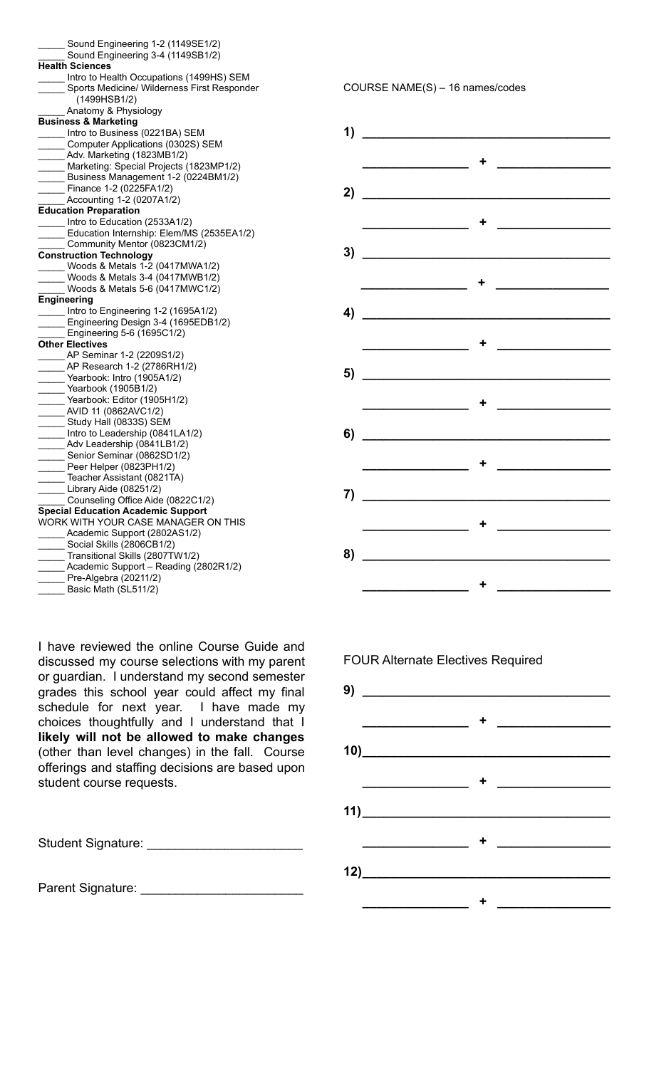_____ Sound Engineering 1-2 (1149SE1/2)
_____ Sound Engineering 3-4 (1149SB1/2)

**Health Sciences**

_____ Intro to Health Occupations (1499HS) SEM
_____ Sports Medicine/ Wilderness First Responder (1499HSB1/2)
_____ Anatomy & Physiology

**Business & Marketing**

_____ Intro to Business (0221BA) SEM
_____ Computer Applications (0302S) SEM
_____ Adv. Marketing (1823MB1/2)
_____ Marketing: Special Projects (1823MP1/2)
_____ Business Management 1-2 (0224BM1/2)
_____ Finance 1-2 (0225FA1/2)
_____ Accounting 1-2 (0207A1/2)

**Education Preparation**

_____ Intro to Education (2533A1/2)
_____ Education Internship: Elem/MS (2535EA1/2)
_____ Community Mentor (0823CM1/2)

**Construction Technology**

_____ Woods & Metals 1-2 (0417MWA1/2)
_____ Woods & Metals 3-4 (0417MWB1/2)
_____ Woods & Metals 5-6 (0417MWC1/2)

**Engineering**

_____ Intro to Engineering 1-2 (1695A1/2)
_____ Engineering Design 3-4 (1695EDB1/2)
_____ Engineering 5-6 (1695C1/2)

**Other Electives**

_____ AP Seminar 1-2 (2209S1/2)
_____ AP Research 1-2 (2786RH1/2)
_____ Yearbook: Intro (1905A1/2)
_____ Yearbook (1905B1/2)
_____ Yearbook: Editor (1905H1/2)
_____ AVID 11 (0862AVC1/2)
_____ Study Hall (0833S) SEM
_____ Intro to Leadership (0841LA1/2)
_____ Adv Leadership (0841LB1/2)
_____ Senior Seminar (0862SD1/2)
_____ Peer Helper (0823PH1/2)
_____ Teacher Assistant (0821TA)
_____ Library Aide (08251/2)
_____ Counseling Office Aide (0822C1/2)

**Special Education Academic Support**

WORK WITH YOUR CASE MANAGER ON THIS

_____ Academic Support (2802AS1/2)
_____ Social Skills (2806CB1/2)
_____ Transitional Skills (2807TW1/2)
_____ Academic Support – Reading (2802R1/2)
_____ Pre-Algebra (20211/2)
_____ Basic Math (SL511/2)

I have reviewed the online Course Guide and discussed my course selections with my parent or guardian. I understand my second semester grades this school year could affect my final schedule for next year. I have made my choices thoughtfully and I understand that I **likely will not be allowed to make changes** (other than level changes) in the fall. Course offerings and staffing decisions are based upon student course requests.

Student Signature: ______________________

Parent Signature: ______________________

COURSE NAME(S) – 16 names/codes

**1)** ______________________________
______________ **+** ______________

**2)** ______________________________
______________ **+** ______________

**3)** ______________________________
______________ **+** ______________

**4)** ______________________________
______________ **+** ______________

**5)** ______________________________
______________ **+** ______________

**6)** ______________________________
______________ **+** ______________

**7)** ______________________________
______________ **+** ______________

**8)** ______________________________
______________ **+** ______________

FOUR Alternate Electives Required

**9)** ______________________________
______________ **+** ______________

**10)** ______________________________
______________ **+** ______________

**11)** ______________________________
______________ **+** ______________

**12)** ______________________________
______________ **+** ______________